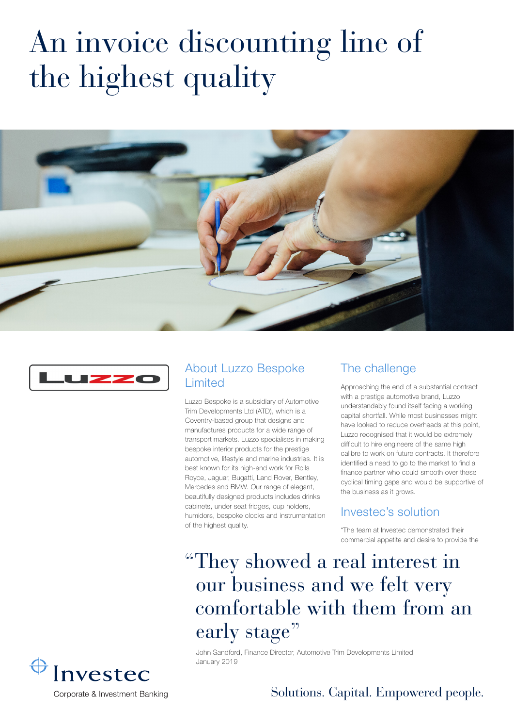# An invoice discounting line of the highest quality

## About Luzzo Bespoke Limited

Luzzo Bespoke is a subsidiary of Automotive Trim Developments Ltd (ATD), which is a Coventry-based group that designs and manufactures products for a wide range of transport markets. Luzzo specialises in making bespoke interior products for the prestige automotive, lifestyle and marine industries. It is best known for its high-end work for Rolls Royce, Jaguar, Bugatti, Land Rover, Bentley, Mercedes and BMW. Our range of elegant, beautifully designed products includes drinks cabinets, under seat fridges, cup holders, humidors, bespoke clocks and instrumentation of the highest quality.

## The challenge

Approaching the end of a substantial contract with a prestige automotive brand, Luzzo understandably found itself facing a working capital shortfall. While most businesses might have looked to reduce overheads at this point, Luzzo recognised that it would be extremely difficult to hire engineers of the same high calibre to work on future contracts. It therefore identified a need to go to the market to find a finance partner who could smooth over these cyclical timing gaps and would be supportive of the business as it grows.

## Investec's solution

"The team at Investec demonstrated their commercial appetite and desire to provide the

> "They showed a real interest in our business and we felt very comfortable with them from an early stage"
>
> John Sandford, Finance Director, Automotive Trim Developments Limited
> January 2019

Investec Corporate & Investment Banking

Solutions. Capital. Empowered people.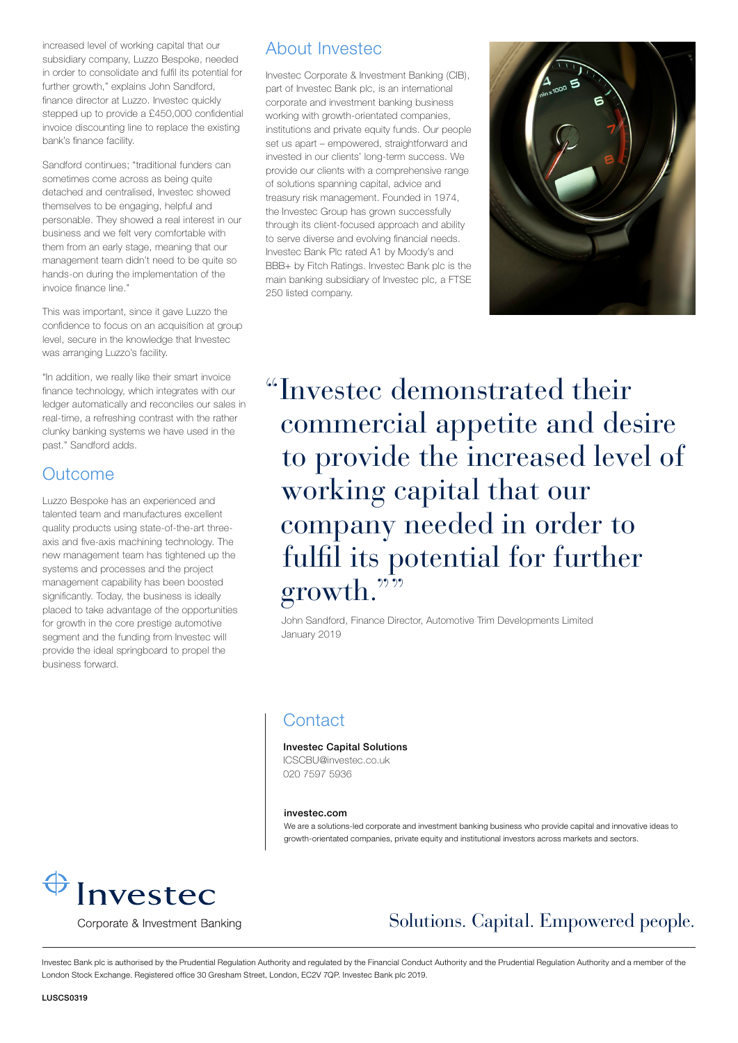increased level of working capital that our subsidiary company, Luzzo Bespoke, needed in order to consolidate and fulfil its potential for further growth," explains John Sandford, finance director at Luzzo. Investec quickly stepped up to provide a £450,000 confidential invoice discounting line to replace the existing bank's finance facility.

Sandford continues; "traditional funders can sometimes come across as being quite detached and centralised, Investec showed themselves to be engaging, helpful and personable. They showed a real interest in our business and we felt very comfortable with them from an early stage, meaning that our management team didn't need to be quite so hands-on during the implementation of the invoice finance line."

This was important, since it gave Luzzo the confidence to focus on an acquisition at group level, secure in the knowledge that Investec was arranging Luzzo's facility.

"In addition, we really like their smart invoice finance technology, which integrates with our ledger automatically and reconciles our sales in real-time, a refreshing contrast with the rather clunky banking systems we have used in the past." Sandford adds.

## Outcome

Luzzo Bespoke has an experienced and talented team and manufactures excellent quality products using state-of-the-art three-axis and five-axis machining technology. The new management team has tightened up the systems and processes and the project management capability has been boosted significantly. Today, the business is ideally placed to take advantage of the opportunities for growth in the core prestige automotive segment and the funding from Investec will provide the ideal springboard to propel the business forward.

## About Investec

Investec Corporate & Investment Banking (CIB), part of Investec Bank plc, is an international corporate and investment banking business working with growth-orientated companies, institutions and private equity funds. Our people set us apart – empowered, straightforward and invested in our clients' long-term success. We provide our clients with a comprehensive range of solutions spanning capital, advice and treasury risk management. Founded in 1974, the Investec Group has grown successfully through its client-focused approach and ability to serve diverse and evolving financial needs. Investec Bank Plc rated A1 by Moody's and BBB+ by Fitch Ratings. Investec Bank plc is the main banking subsidiary of Investec plc, a FTSE 250 listed company.

> "Investec demonstrated their commercial appetite and desire to provide the increased level of working capital that our company needed in order to fulfil its potential for further growth.""

John Sandford, Finance Director, Automotive Trim Developments Limited
January 2019

## Contact

**Investec Capital Solutions**
ICSCBU@investec.co.uk
020 7597 5936

**investec.com**
We are a solutions-led corporate and investment banking business who provide capital and innovative ideas to growth-orientated companies, private equity and institutional investors across markets and sectors.

Investec
Corporate & Investment Banking

Solutions. Capital. Empowered people.

Investec Bank plc is authorised by the Prudential Regulation Authority and regulated by the Financial Conduct Authority and the Prudential Regulation Authority and a member of the London Stock Exchange. Registered office 30 Gresham Street, London, EC2V 7QP. Investec Bank plc 2019.

LUSCS0319